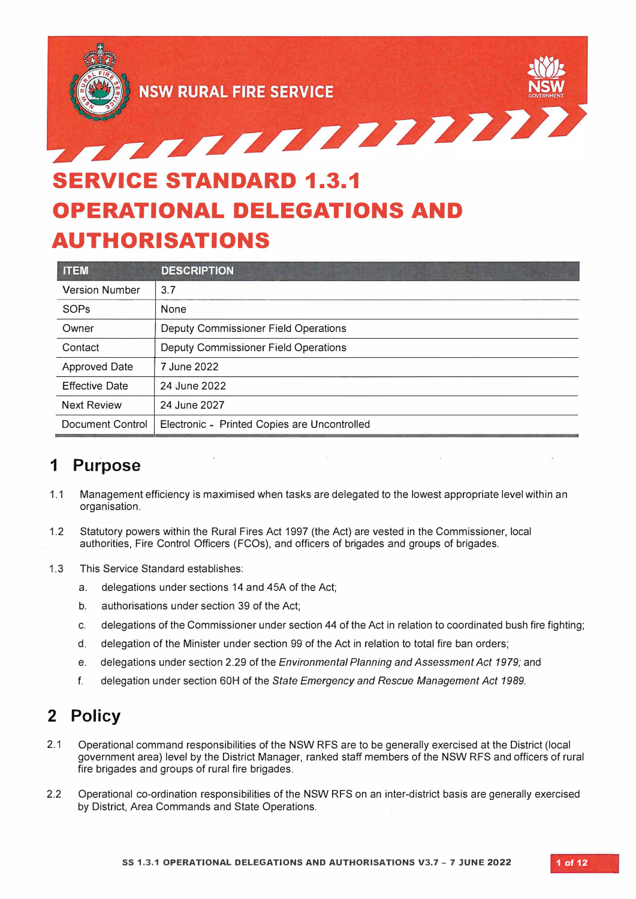NSW RURAL FIRE SERVICE

# SERVICE STANDARD 1.3.1 OPERATIONAL DELEGATIONS AND AUTHORISATIONS

| ITEM | DESCRIPTION |
|---|---|
| Version Number | 3.7 |
| SOPs | None |
| Owner | Deputy Commissioner Field Operations |
| Contact | Deputy Commissioner Field Operations |
| Approved Date | 7 June 2022 |
| Effective Date | 24 June 2022 |
| Next Review | 24 June 2027 |
| Document Control | Electronic - Printed Copies are Uncontrolled |

## 1 Purpose

1.1 Management efficiency is maximised when tasks are delegated to the lowest appropriate level within an organisation.

1.2 Statutory powers within the Rural Fires Act 1997 (the Act) are vested in the Commissioner, local authorities, Fire Control Officers (FCOs), and officers of brigades and groups of brigades.

1.3 This Service Standard establishes:

a. delegations under sections 14 and 45A of the Act;

b. authorisations under section 39 of the Act;

c. delegations of the Commissioner under section 44 of the Act in relation to coordinated bush fire fighting;

d. delegation of the Minister under section 99 of the Act in relation to total fire ban orders;

e. delegations under section 2.29 of the *Environmental Planning and Assessment Act 1979;* and

f. delegation under section 60H of the *State Emergency and Rescue Management Act 1989.*

## 2 Policy

2.1 Operational command responsibilities of the NSW RFS are to be generally exercised at the District (local government area) level by the District Manager, ranked staff members of the NSW RFS and officers of rural fire brigades and groups of rural fire brigades.

2.2 Operational co-ordination responsibilities of the NSW RFS on an inter-district basis are generally exercised by District, Area Commands and State Operations.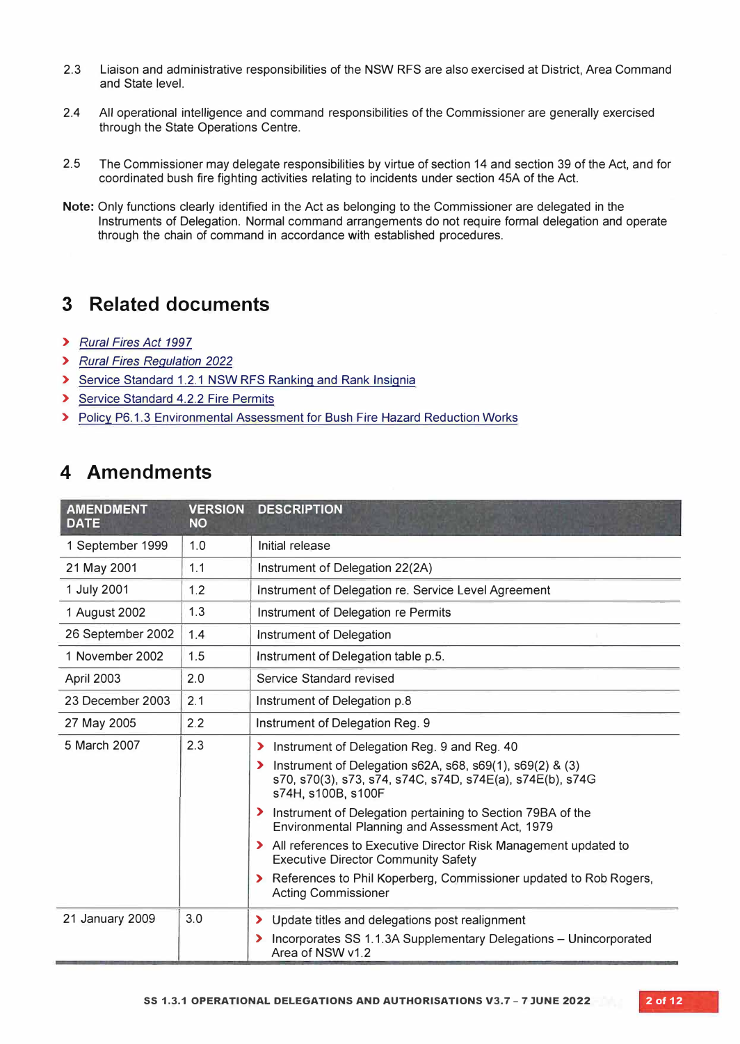2.3 Liaison and administrative responsibilities of the NSW RFS are also exercised at District, Area Command and State level.

2.4 All operational intelligence and command responsibilities of the Commissioner are generally exercised through the State Operations Centre.

2.5 The Commissioner may delegate responsibilities by virtue of section 14 and section 39 of the Act, and for coordinated bush fire fighting activities relating to incidents under section 45A of the Act.

**Note:** Only functions clearly identified in the Act as belonging to the Commissioner are delegated in the Instruments of Delegation. Normal command arrangements do not require formal delegation and operate through the chain of command in accordance with established procedures.

# 3 Related documents

- *Rural Fires Act 1997*
- *Rural Fires Regulation 2022*
- Service Standard 1.2.1 NSW RFS Ranking and Rank Insignia
- Service Standard 4.2.2 Fire Permits
- Policy P6.1.3 Environmental Assessment for Bush Fire Hazard Reduction Works

# 4 Amendments

| AMENDMENT DATE | VERSION NO | DESCRIPTION |
|---|---|---|
| 1 September 1999 | 1.0 | Initial release |
| 21 May 2001 | 1.1 | Instrument of Delegation 22(2A) |
| 1 July 2001 | 1.2 | Instrument of Delegation re. Service Level Agreement |
| 1 August 2002 | 1.3 | Instrument of Delegation re Permits |
| 26 September 2002 | 1.4 | Instrument of Delegation |
| 1 November 2002 | 1.5 | Instrument of Delegation table p.5. |
| April 2003 | 2.0 | Service Standard revised |
| 23 December 2003 | 2.1 | Instrument of Delegation p.8 |
| 27 May 2005 | 2.2 | Instrument of Delegation Reg. 9 |
| 5 March 2007 | 2.3 | › Instrument of Delegation Reg. 9 and Reg. 40<br>› Instrument of Delegation s62A, s68, s69(1), s69(2) & (3) s70, s70(3), s73, s74, s74C, s74D, s74E(a), s74E(b), s74G s74H, s100B, s100F<br>› Instrument of Delegation pertaining to Section 79BA of the Environmental Planning and Assessment Act, 1979<br>› All references to Executive Director Risk Management updated to Executive Director Community Safety<br>› References to Phil Koperberg, Commissioner updated to Rob Rogers, Acting Commissioner |
| 21 January 2009 | 3.0 | › Update titles and delegations post realignment<br>› Incorporates SS 1.1.3A Supplementary Delegations – Unincorporated Area of NSW v1.2 |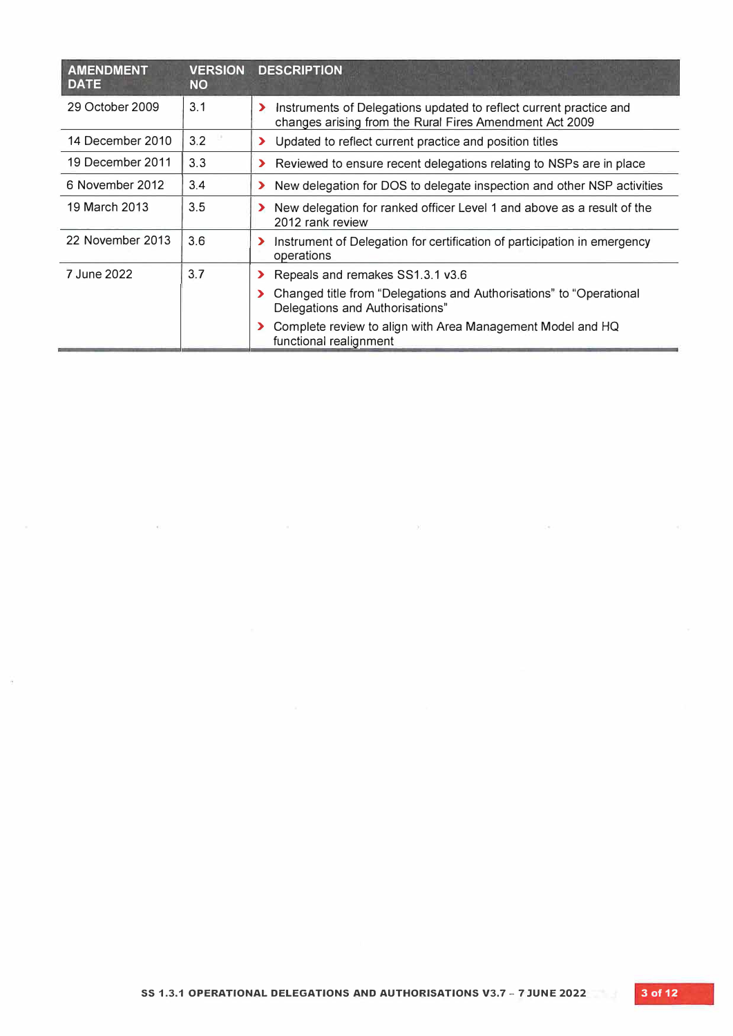| AMENDMENT DATE | VERSION NO | DESCRIPTION |
|---|---|---|
| 29 October 2009 | 3.1 | › Instruments of Delegations updated to reflect current practice and changes arising from the Rural Fires Amendment Act 2009 |
| 14 December 2010 | 3.2 | › Updated to reflect current practice and position titles |
| 19 December 2011 | 3.3 | › Reviewed to ensure recent delegations relating to NSPs are in place |
| 6 November 2012 | 3.4 | › New delegation for DOS to delegate inspection and other NSP activities |
| 19 March 2013 | 3.5 | › New delegation for ranked officer Level 1 and above as a result of the 2012 rank review |
| 22 November 2013 | 3.6 | › Instrument of Delegation for certification of participation in emergency operations |
| 7 June 2022 | 3.7 | › Repeals and remakes SS1.3.1 v3.6<br>› Changed title from "Delegations and Authorisations" to "Operational Delegations and Authorisations"<br>› Complete review to align with Area Management Model and HQ functional realignment |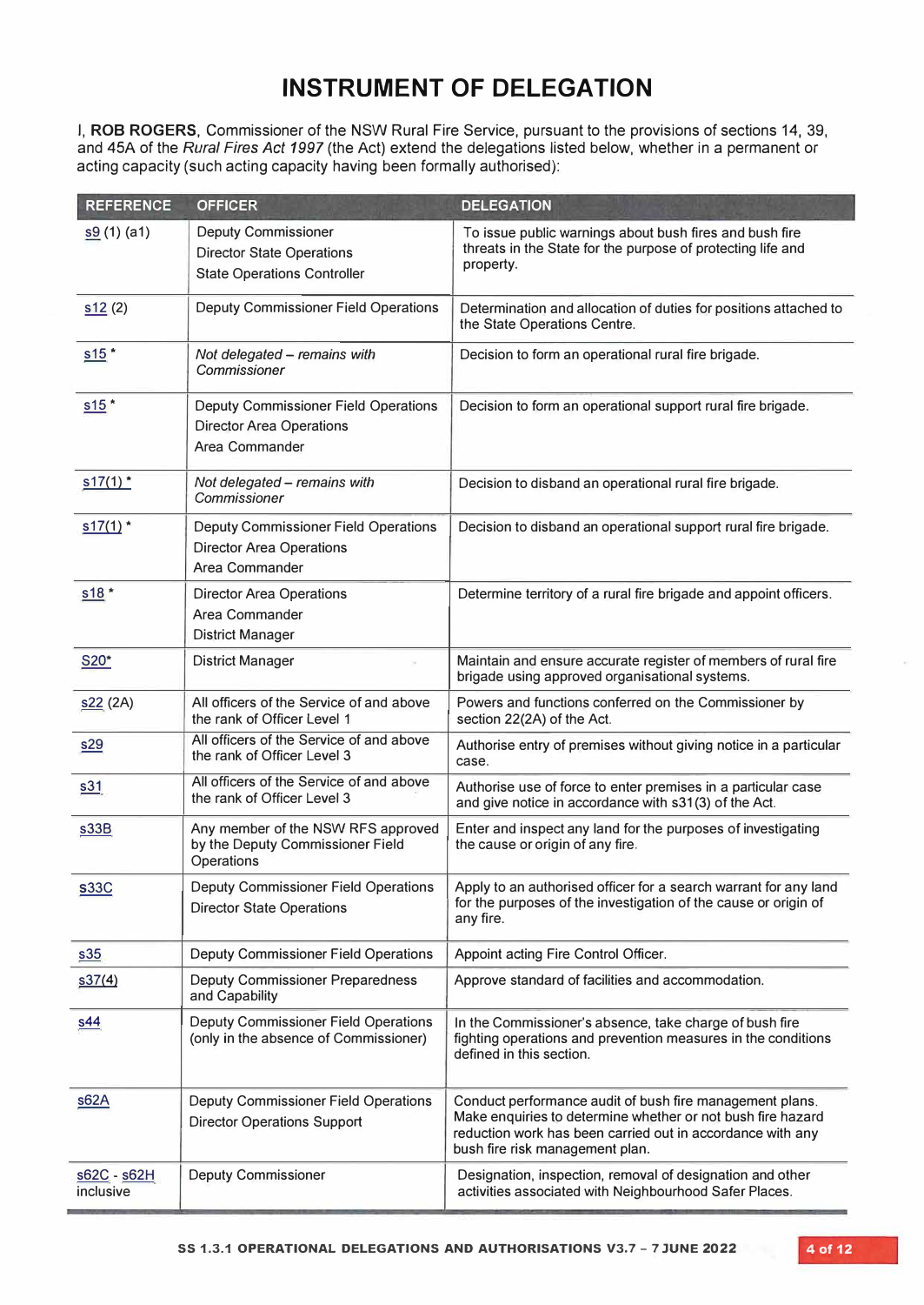# INSTRUMENT OF DELEGATION

I, **ROB ROGERS**, Commissioner of the NSW Rural Fire Service, pursuant to the provisions of sections 14, 39, and 45A of the *Rural Fires Act 1997* (the Act) extend the delegations listed below, whether in a permanent or acting capacity (such acting capacity having been formally authorised):

| REFERENCE | OFFICER | DELEGATION |
|---|---|---|
| s9 (1) (a1) | Deputy Commissioner<br>Director State Operations<br>State Operations Controller | To issue public warnings about bush fires and bush fire threats in the State for the purpose of protecting life and property. |
| s12 (2) | Deputy Commissioner Field Operations | Determination and allocation of duties for positions attached to the State Operations Centre. |
| s15 * | *Not delegated – remains with Commissioner* | Decision to form an operational rural fire brigade. |
| s15 * | Deputy Commissioner Field Operations<br>Director Area Operations<br>Area Commander | Decision to form an operational support rural fire brigade. |
| s17(1) * | *Not delegated – remains with Commissioner* | Decision to disband an operational rural fire brigade. |
| s17(1) * | Deputy Commissioner Field Operations<br>Director Area Operations<br>Area Commander | Decision to disband an operational support rural fire brigade. |
| s18 * | Director Area Operations<br>Area Commander<br>District Manager | Determine territory of a rural fire brigade and appoint officers. |
| S20* | District Manager | Maintain and ensure accurate register of members of rural fire brigade using approved organisational systems. |
| s22 (2A) | All officers of the Service of and above the rank of Officer Level 1 | Powers and functions conferred on the Commissioner by section 22(2A) of the Act. |
| s29 | All officers of the Service of and above the rank of Officer Level 3 | Authorise entry of premises without giving notice in a particular case. |
| s31 | All officers of the Service of and above the rank of Officer Level 3 | Authorise use of force to enter premises in a particular case and give notice in accordance with s31(3) of the Act. |
| s33B | Any member of the NSW RFS approved by the Deputy Commissioner Field Operations | Enter and inspect any land for the purposes of investigating the cause or origin of any fire. |
| s33C | Deputy Commissioner Field Operations<br>Director State Operations | Apply to an authorised officer for a search warrant for any land for the purposes of the investigation of the cause or origin of any fire. |
| s35 | Deputy Commissioner Field Operations | Appoint acting Fire Control Officer. |
| s37(4) | Deputy Commissioner Preparedness and Capability | Approve standard of facilities and accommodation. |
| s44 | Deputy Commissioner Field Operations (only in the absence of Commissioner) | In the Commissioner's absence, take charge of bush fire fighting operations and prevention measures in the conditions defined in this section. |
| s62A | Deputy Commissioner Field Operations<br>Director Operations Support | Conduct performance audit of bush fire management plans. Make enquiries to determine whether or not bush fire hazard reduction work has been carried out in accordance with any bush fire risk management plan. |
| s62C - s62H inclusive | Deputy Commissioner | Designation, inspection, removal of designation and other activities associated with Neighbourhood Safer Places. |

SS 1.3.1 OPERATIONAL DELEGATIONS AND AUTHORISATIONS V3.7 – 7 JUNE 2022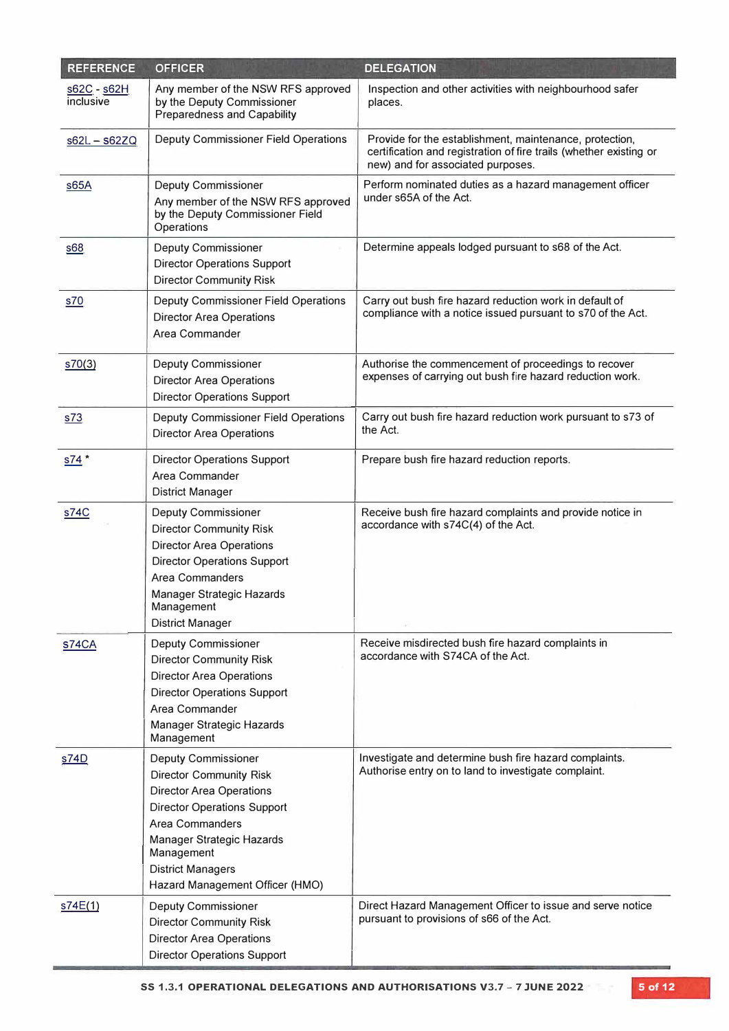| REFERENCE | OFFICER | DELEGATION |
|---|---|---|
| s62C - s62H inclusive | Any member of the NSW RFS approved by the Deputy Commissioner Preparedness and Capability | Inspection and other activities with neighbourhood safer places. |
| s62L – s62ZQ | Deputy Commissioner Field Operations | Provide for the establishment, maintenance, protection, certification and registration of fire trails (whether existing or new) and for associated purposes. |
| s65A | Deputy Commissioner<br>Any member of the NSW RFS approved by the Deputy Commissioner Field Operations | Perform nominated duties as a hazard management officer under s65A of the Act. |
| s68 | Deputy Commissioner<br>Director Operations Support<br>Director Community Risk | Determine appeals lodged pursuant to s68 of the Act. |
| s70 | Deputy Commissioner Field Operations<br>Director Area Operations<br>Area Commander | Carry out bush fire hazard reduction work in default of compliance with a notice issued pursuant to s70 of the Act. |
| s70(3) | Deputy Commissioner<br>Director Area Operations<br>Director Operations Support | Authorise the commencement of proceedings to recover expenses of carrying out bush fire hazard reduction work. |
| s73 | Deputy Commissioner Field Operations<br>Director Area Operations | Carry out bush fire hazard reduction work pursuant to s73 of the Act. |
| s74 * | Director Operations Support<br>Area Commander<br>District Manager | Prepare bush fire hazard reduction reports. |
| s74C | Deputy Commissioner<br>Director Community Risk<br>Director Area Operations<br>Director Operations Support<br>Area Commanders<br>Manager Strategic Hazards Management<br>District Manager | Receive bush fire hazard complaints and provide notice in accordance with s74C(4) of the Act. |
| s74CA | Deputy Commissioner<br>Director Community Risk<br>Director Area Operations<br>Director Operations Support<br>Area Commander<br>Manager Strategic Hazards Management | Receive misdirected bush fire hazard complaints in accordance with S74CA of the Act. |
| s74D | Deputy Commissioner<br>Director Community Risk<br>Director Area Operations<br>Director Operations Support<br>Area Commanders<br>Manager Strategic Hazards Management<br>District Managers<br>Hazard Management Officer (HMO) | Investigate and determine bush fire hazard complaints. Authorise entry on to land to investigate complaint. |
| s74E(1) | Deputy Commissioner<br>Director Community Risk<br>Director Area Operations<br>Director Operations Support | Direct Hazard Management Officer to issue and serve notice pursuant to provisions of s66 of the Act. |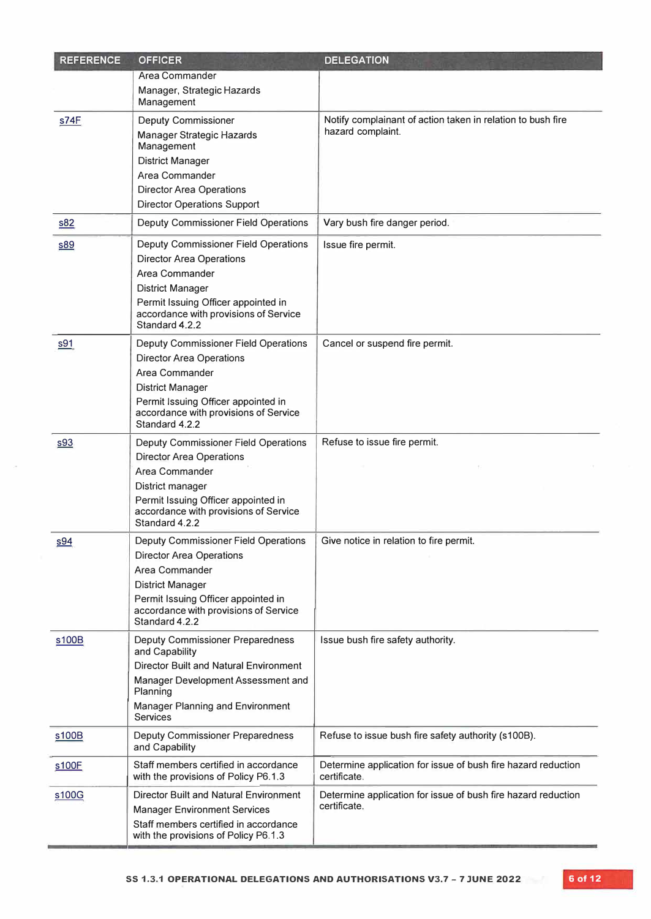| REFERENCE | OFFICER | DELEGATION |
|---|---|---|
| | Area Commander<br>Manager, Strategic Hazards Management | |
| s74F | Deputy Commissioner<br>Manager Strategic Hazards Management<br>District Manager<br>Area Commander<br>Director Area Operations<br>Director Operations Support | Notify complainant of action taken in relation to bush fire hazard complaint. |
| s82 | Deputy Commissioner Field Operations | Vary bush fire danger period. |
| s89 | Deputy Commissioner Field Operations<br>Director Area Operations<br>Area Commander<br>District Manager<br>Permit Issuing Officer appointed in accordance with provisions of Service Standard 4.2.2 | Issue fire permit. |
| s91 | Deputy Commissioner Field Operations<br>Director Area Operations<br>Area Commander<br>District Manager<br>Permit Issuing Officer appointed in accordance with provisions of Service Standard 4.2.2 | Cancel or suspend fire permit. |
| s93 | Deputy Commissioner Field Operations<br>Director Area Operations<br>Area Commander<br>District manager<br>Permit Issuing Officer appointed in accordance with provisions of Service Standard 4.2.2 | Refuse to issue fire permit. |
| s94 | Deputy Commissioner Field Operations<br>Director Area Operations<br>Area Commander<br>District Manager<br>Permit Issuing Officer appointed in accordance with provisions of Service Standard 4.2.2 | Give notice in relation to fire permit. |
| s100B | Deputy Commissioner Preparedness and Capability<br>Director Built and Natural Environment<br>Manager Development Assessment and Planning<br>Manager Planning and Environment Services | Issue bush fire safety authority. |
| s100B | Deputy Commissioner Preparedness and Capability | Refuse to issue bush fire safety authority (s100B). |
| s100F | Staff members certified in accordance with the provisions of Policy P6.1.3 | Determine application for issue of bush fire hazard reduction certificate. |
| s100G | Director Built and Natural Environment<br>Manager Environment Services<br>Staff members certified in accordance with the provisions of Policy P6.1.3 | Determine application for issue of bush fire hazard reduction certificate. |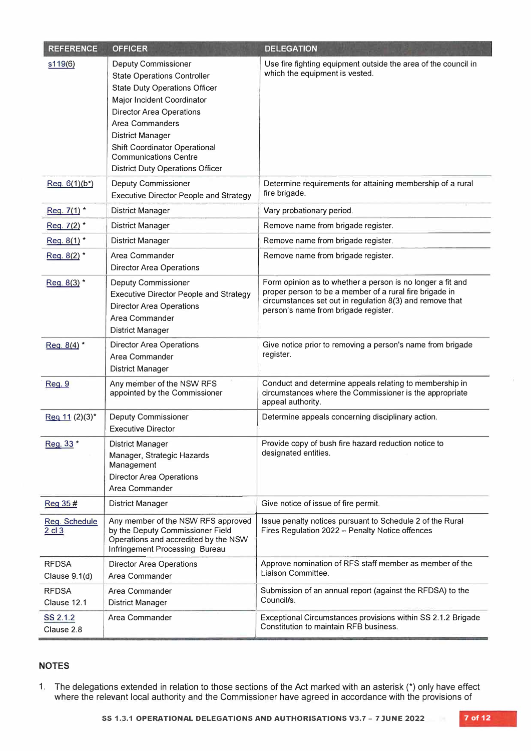| REFERENCE | OFFICER | DELEGATION |
|---|---|---|
| s119(6) | Deputy Commissioner<br>State Operations Controller<br>State Duty Operations Officer<br>Major Incident Coordinator<br>Director Area Operations<br>Area Commanders<br>District Manager<br>Shift Coordinator Operational Communications Centre<br>District Duty Operations Officer | Use fire fighting equipment outside the area of the council in which the equipment is vested. |
| Reg. 6(1)(b*) | Deputy Commissioner<br>Executive Director People and Strategy | Determine requirements for attaining membership of a rural fire brigade. |
| Reg. 7(1) * | District Manager | Vary probationary period. |
| Reg. 7(2) * | District Manager | Remove name from brigade register. |
| Reg. 8(1) * | District Manager | Remove name from brigade register. |
| Reg. 8(2) * | Area Commander<br>Director Area Operations | Remove name from brigade register. |
| Reg. 8(3) * | Deputy Commissioner<br>Executive Director People and Strategy<br>Director Area Operations<br>Area Commander<br>District Manager | Form opinion as to whether a person is no longer a fit and proper person to be a member of a rural fire brigade in circumstances set out in regulation 8(3) and remove that person's name from brigade register. |
| Reg. 8(4) * | Director Area Operations<br>Area Commander<br>District Manager | Give notice prior to removing a person's name from brigade register. |
| Reg. 9 | Any member of the NSW RFS appointed by the Commissioner | Conduct and determine appeals relating to membership in circumstances where the Commissioner is the appropriate appeal authority. |
| Reg 11 (2)(3)* | Deputy Commissioner<br>Executive Director | Determine appeals concerning disciplinary action. |
| Reg. 33 * | District Manager<br>Manager, Strategic Hazards Management<br>Director Area Operations<br>Area Commander | Provide copy of bush fire hazard reduction notice to designated entities. |
| Reg 35 # | District Manager | Give notice of issue of fire permit. |
| Reg. Schedule 2 cl 3 | Any member of the NSW RFS approved by the Deputy Commissioner Field Operations and accredited by the NSW Infringement Processing Bureau | Issue penalty notices pursuant to Schedule 2 of the Rural Fires Regulation 2022 – Penalty Notice offences |
| RFDSA<br>Clause 9.1(d) | Director Area Operations<br>Area Commander | Approve nomination of RFS staff member as member of the Liaison Committee. |
| RFDSA<br>Clause 12.1 | Area Commander<br>District Manager | Submission of an annual report (against the RFDSA) to the Council/s. |
| SS 2.1.2<br>Clause 2.8 | Area Commander | Exceptional Circumstances provisions within SS 2.1.2 Brigade Constitution to maintain RFB business. |

## NOTES

1. The delegations extended in relation to those sections of the Act marked with an asterisk (*) only have effect where the relevant local authority and the Commissioner have agreed in accordance with the provisions of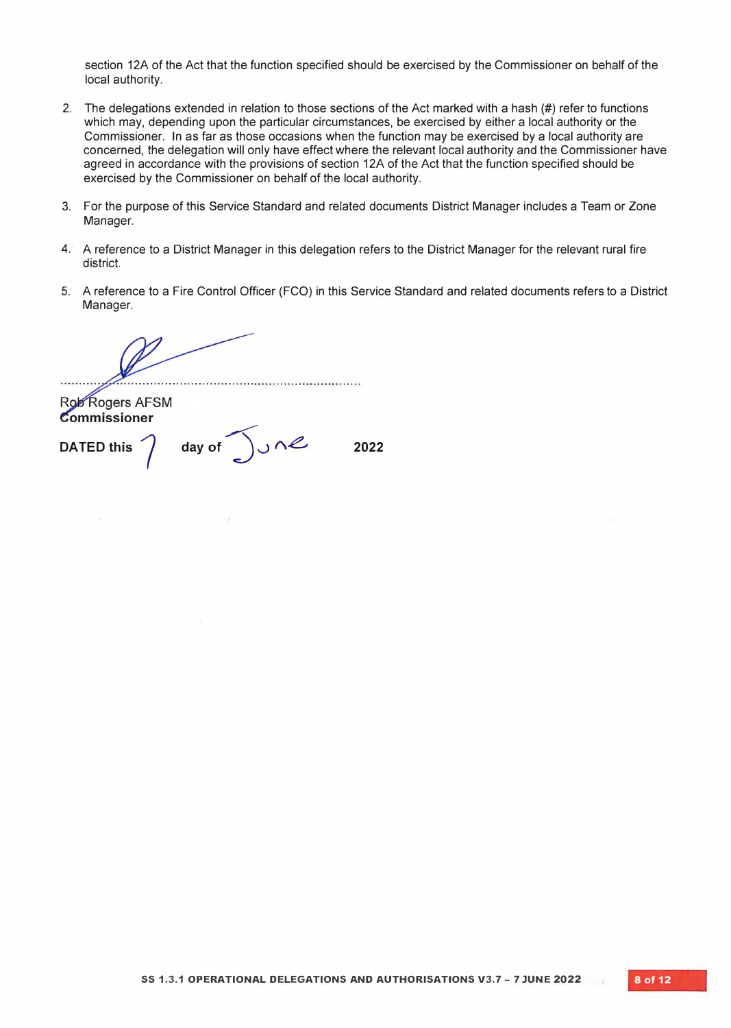section 12A of the Act that the function specified should be exercised by the Commissioner on behalf of the local authority.

2. The delegations extended in relation to those sections of the Act marked with a hash (#) refer to functions which may, depending upon the particular circumstances, be exercised by either a local authority or the Commissioner. In as far as those occasions when the function may be exercised by a local authority are concerned, the delegation will only have effect where the relevant local authority and the Commissioner have agreed in accordance with the provisions of section 12A of the Act that the function specified should be exercised by the Commissioner on behalf of the local authority.

3. For the purpose of this Service Standard and related documents District Manager includes a Team or Zone Manager.

4. A reference to a District Manager in this delegation refers to the District Manager for the relevant rural fire district.

5. A reference to a Fire Control Officer (FCO) in this Service Standard and related documents refers to a District Manager.

..............................................................................

Rob Rogers AFSM
**Commissioner**

**DATED this** 7 **day of** June **2022**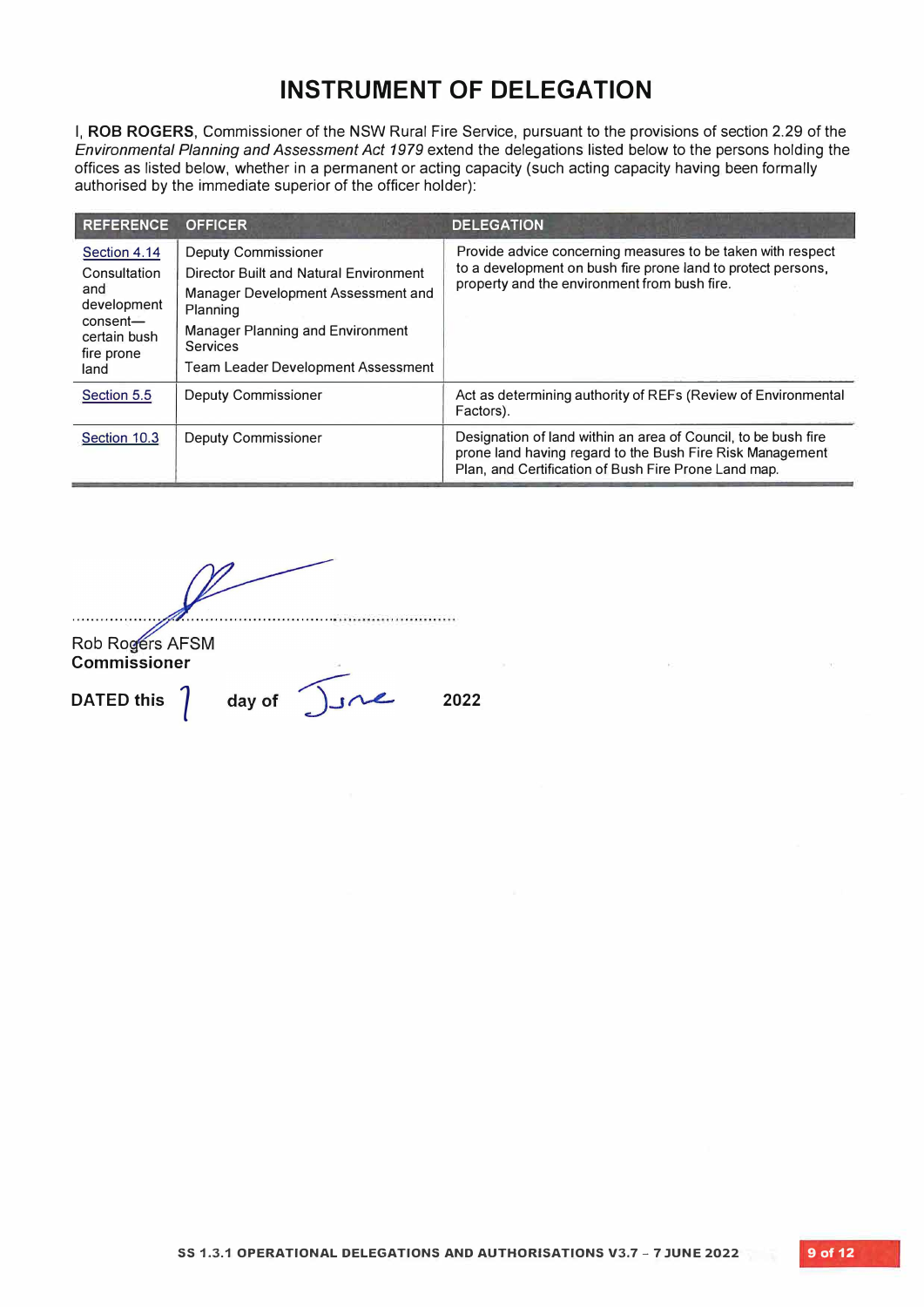# INSTRUMENT OF DELEGATION

I, **ROB ROGERS**, Commissioner of the NSW Rural Fire Service, pursuant to the provisions of section 2.29 of the *Environmental Planning and Assessment Act 1979* extend the delegations listed below to the persons holding the offices as listed below, whether in a permanent or acting capacity (such acting capacity having been formally authorised by the immediate superior of the officer holder):

| REFERENCE | OFFICER | DELEGATION |
|---|---|---|
| Section 4.14 Consultation and development consent—certain bush fire prone land | Deputy Commissioner<br>Director Built and Natural Environment<br>Manager Development Assessment and Planning<br>Manager Planning and Environment Services<br>Team Leader Development Assessment | Provide advice concerning measures to be taken with respect to a development on bush fire prone land to protect persons, property and the environment from bush fire. |
| Section 5.5 | Deputy Commissioner | Act as determining authority of REFs (Review of Environmental Factors). |
| Section 10.3 | Deputy Commissioner | Designation of land within an area of Council, to be bush fire prone land having regard to the Bush Fire Risk Management Plan, and Certification of Bush Fire Prone Land map. |

..........................................................................

Rob Rogers AFSM
**Commissioner**

**DATED this** 7 **day of** June **2022**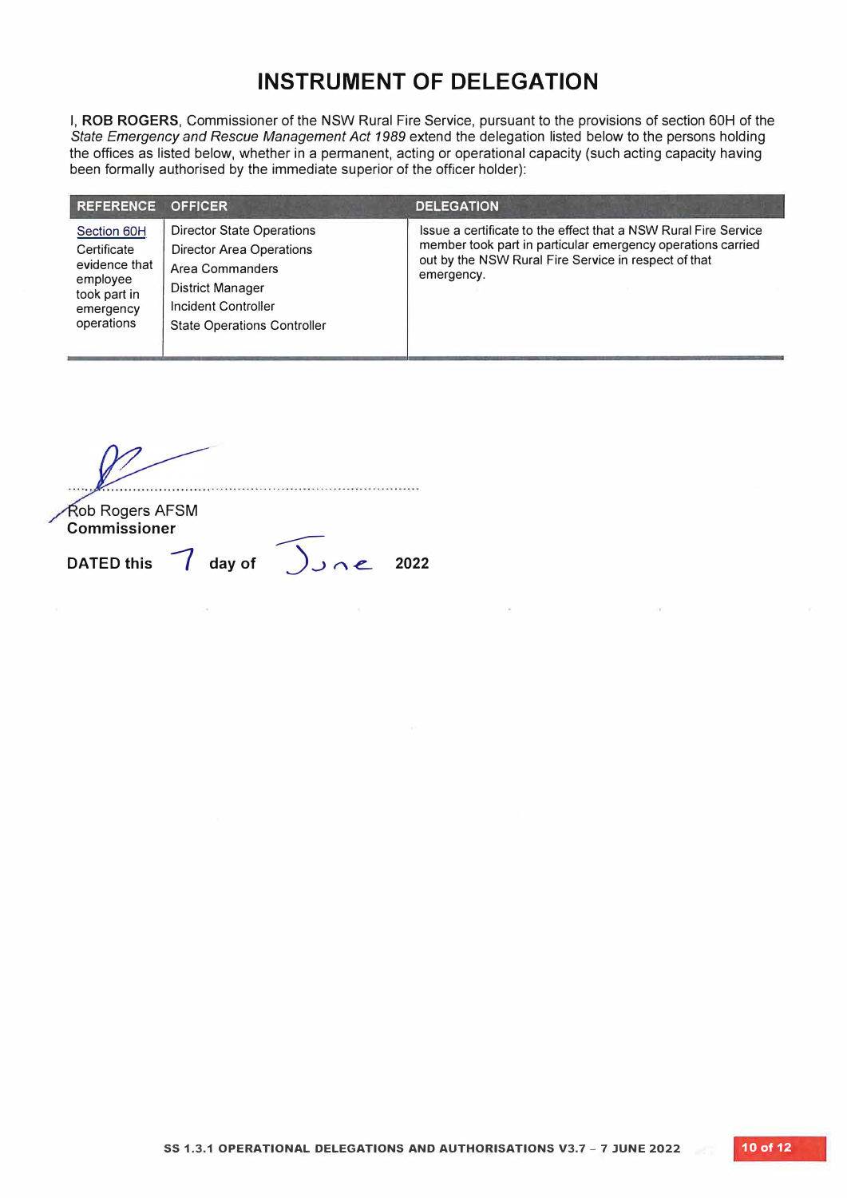# INSTRUMENT OF DELEGATION

I, **ROB ROGERS**, Commissioner of the NSW Rural Fire Service, pursuant to the provisions of section 60H of the *State Emergency and Rescue Management Act 1989* extend the delegation listed below to the persons holding the offices as listed below, whether in a permanent, acting or operational capacity (such acting capacity having been formally authorised by the immediate superior of the officer holder):

| REFERENCE | OFFICER | DELEGATION |
|---|---|---|
| Section 60H<br>Certificate evidence that employee took part in emergency operations | Director State Operations<br>Director Area Operations<br>Area Commanders<br>District Manager<br>Incident Controller<br>State Operations Controller | Issue a certificate to the effect that a NSW Rural Fire Service member took part in particular emergency operations carried out by the NSW Rural Fire Service in respect of that emergency. |

............................................................................

Rob Rogers AFSM
**Commissioner**

**DATED this** 7 **day of** June **2022**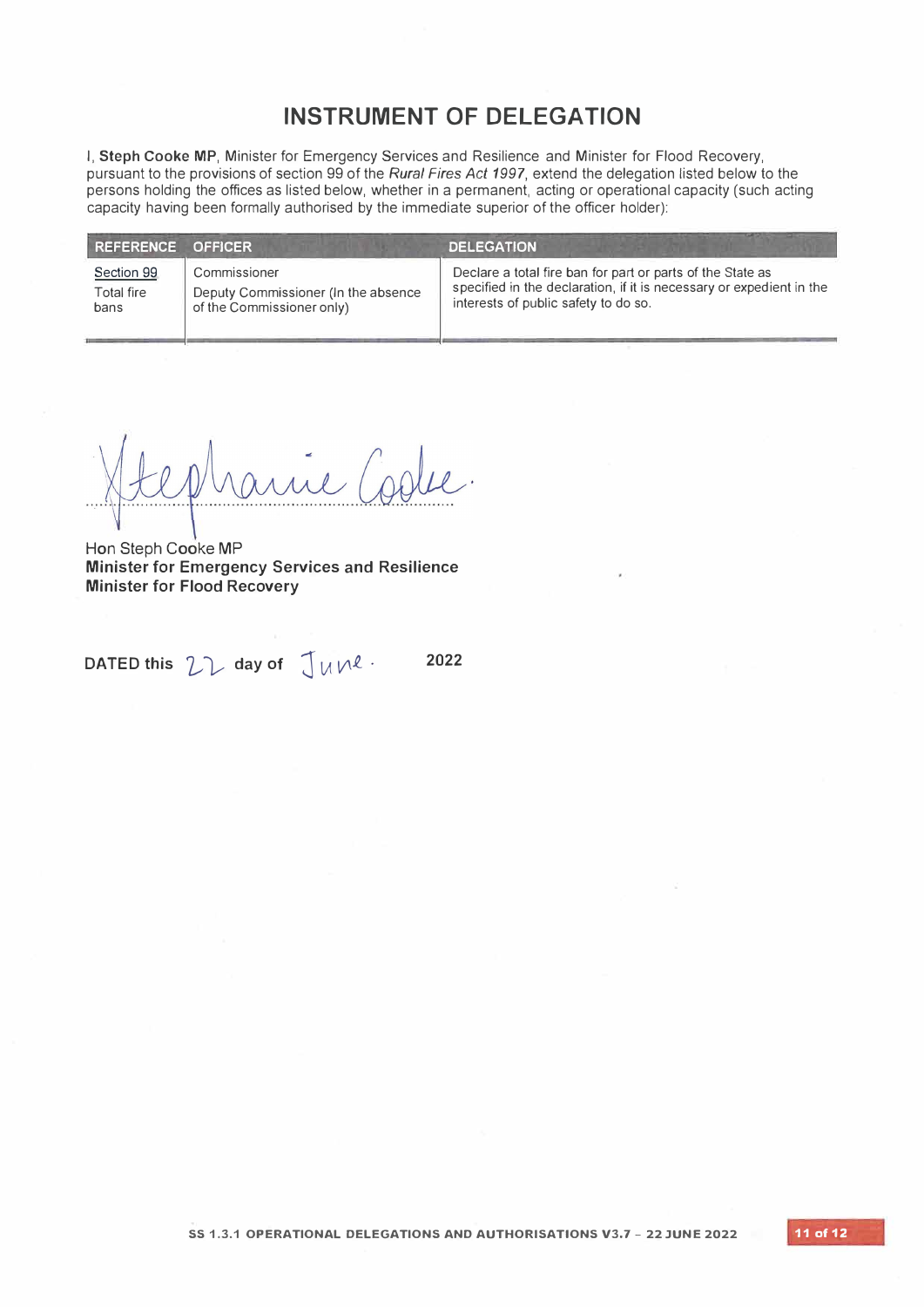# INSTRUMENT OF DELEGATION

I, **Steph Cooke MP**, Minister for Emergency Services and Resilience and Minister for Flood Recovery, pursuant to the provisions of section 99 of the *Rural Fires Act 1997*, extend the delegation listed below to the persons holding the offices as listed below, whether in a permanent, acting or operational capacity (such acting capacity having been formally authorised by the immediate superior of the officer holder):

| REFERENCE | OFFICER | DELEGATION |
|---|---|---|
| Section 99<br>Total fire bans | Commissioner<br>Deputy Commissioner (In the absence of the Commissioner only) | Declare a total fire ban for part or parts of the State as specified in the declaration, if it is necessary or expedient in the interests of public safety to do so. |

Stephanie Cooke

Hon Steph Cooke MP
**Minister for Emergency Services and Resilience**
**Minister for Flood Recovery**

**DATED this** 22 **day of** June. **2022**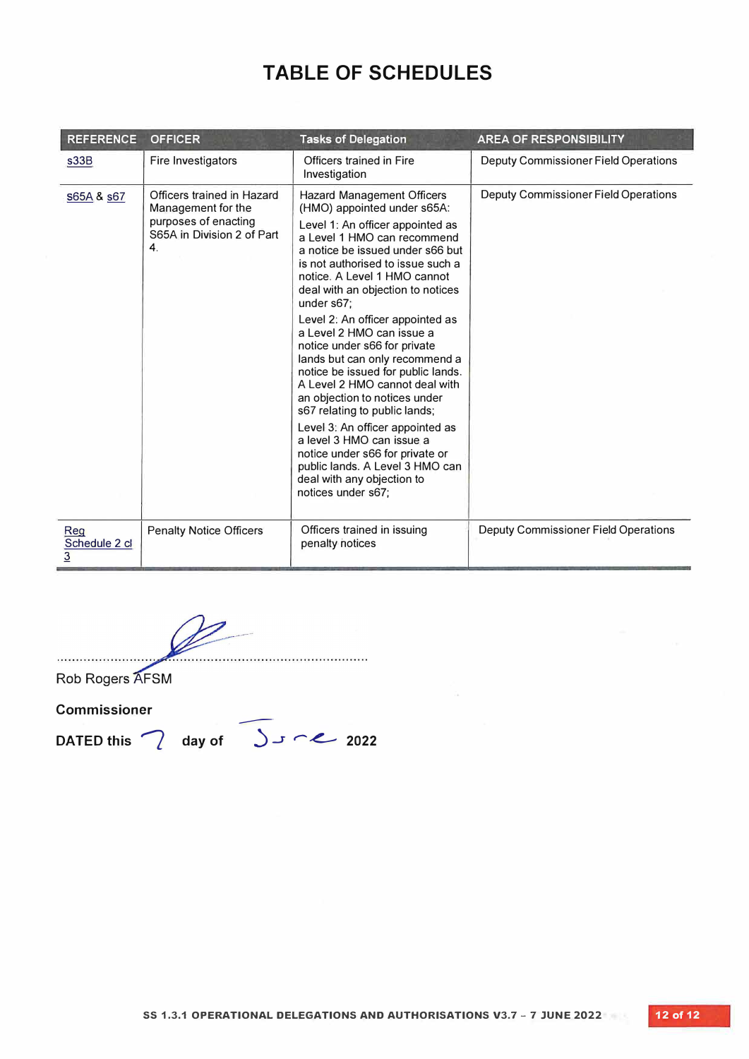# TABLE OF SCHEDULES

| REFERENCE | OFFICER | Tasks of Delegation | AREA OF RESPONSIBILITY |
|---|---|---|---|
| s33B | Fire Investigators | Officers trained in Fire Investigation | Deputy Commissioner Field Operations |
| s65A & s67 | Officers trained in Hazard Management for the purposes of enacting S65A in Division 2 of Part 4. | Hazard Management Officers (HMO) appointed under s65A:<br>Level 1: An officer appointed as a Level 1 HMO can recommend a notice be issued under s66 but is not authorised to issue such a notice. A Level 1 HMO cannot deal with an objection to notices under s67;<br>Level 2: An officer appointed as a Level 2 HMO can issue a notice under s66 for private lands but can only recommend a notice be issued for public lands. A Level 2 HMO cannot deal with an objection to notices under s67 relating to public lands;<br>Level 3: An officer appointed as a level 3 HMO can issue a notice under s66 for private or public lands. A Level 3 HMO can deal with any objection to notices under s67; | Deputy Commissioner Field Operations |
| Reg Schedule 2 cl 3 | Penalty Notice Officers | Officers trained in issuing penalty notices | Deputy Commissioner Field Operations |

..............................................................................................

Rob Rogers AFSM

**Commissioner**

**DATED this** 7 **day of** June **2022**